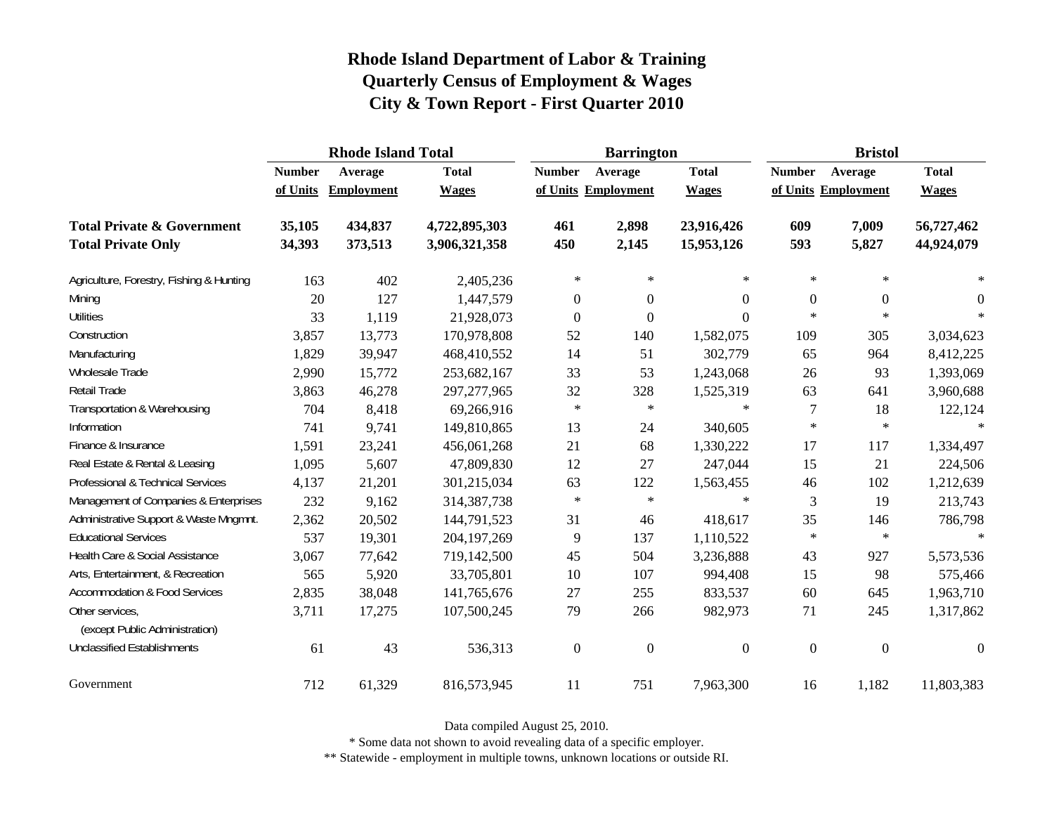# Rhode Island Department of Labor & Training
## Quarterly Census of Employment & Wages
## City & Town Report - First Quarter 2010

| | Rhode Island Total | | | Barrington | | | Bristol | | |
|---|---|---|---|---|---|---|---|---|---|
| | Number of Units | Average Employment | Total Wages | Number of Units | Average Employment | Total Wages | Number of Units | Average Employment | Total Wages |
| **Total Private & Government** | **35,105** | **434,837** | **4,722,895,303** | **461** | **2,898** | **23,916,426** | **609** | **7,009** | **56,727,462** |
| **Total Private Only** | **34,393** | **373,513** | **3,906,321,358** | **450** | **2,145** | **15,953,126** | **593** | **5,827** | **44,924,079** |
| Agriculture, Forestry, Fishing & Hunting | 163 | 402 | 2,405,236 | * | * | * | * | * | * |
| Mining | 20 | 127 | 1,447,579 | 0 | 0 | 0 | 0 | 0 | 0 |
| Utilities | 33 | 1,119 | 21,928,073 | 0 | 0 | 0 | * | * | * |
| Construction | 3,857 | 13,773 | 170,978,808 | 52 | 140 | 1,582,075 | 109 | 305 | 3,034,623 |
| Manufacturing | 1,829 | 39,947 | 468,410,552 | 14 | 51 | 302,779 | 65 | 964 | 8,412,225 |
| Wholesale Trade | 2,990 | 15,772 | 253,682,167 | 33 | 53 | 1,243,068 | 26 | 93 | 1,393,069 |
| Retail Trade | 3,863 | 46,278 | 297,277,965 | 32 | 328 | 1,525,319 | 63 | 641 | 3,960,688 |
| Transportation & Warehousing | 704 | 8,418 | 69,266,916 | * | * | * | 7 | 18 | 122,124 |
| Information | 741 | 9,741 | 149,810,865 | 13 | 24 | 340,605 | * | * | * |
| Finance & Insurance | 1,591 | 23,241 | 456,061,268 | 21 | 68 | 1,330,222 | 17 | 117 | 1,334,497 |
| Real Estate & Rental & Leasing | 1,095 | 5,607 | 47,809,830 | 12 | 27 | 247,044 | 15 | 21 | 224,506 |
| Professional & Technical Services | 4,137 | 21,201 | 301,215,034 | 63 | 122 | 1,563,455 | 46 | 102 | 1,212,639 |
| Management of Companies & Enterprises | 232 | 9,162 | 314,387,738 | * | * | * | 3 | 19 | 213,743 |
| Administrative Support & Waste Mngmnt. | 2,362 | 20,502 | 144,791,523 | 31 | 46 | 418,617 | 35 | 146 | 786,798 |
| Educational Services | 537 | 19,301 | 204,197,269 | 9 | 137 | 1,110,522 | * | * | * |
| Health Care & Social Assistance | 3,067 | 77,642 | 719,142,500 | 45 | 504 | 3,236,888 | 43 | 927 | 5,573,536 |
| Arts, Entertainment, & Recreation | 565 | 5,920 | 33,705,801 | 10 | 107 | 994,408 | 15 | 98 | 575,466 |
| Accommodation & Food Services | 2,835 | 38,048 | 141,765,676 | 27 | 255 | 833,537 | 60 | 645 | 1,963,710 |
| Other services, (except Public Administration) | 3,711 | 17,275 | 107,500,245 | 79 | 266 | 982,973 | 71 | 245 | 1,317,862 |
| Unclassified Establishments | 61 | 43 | 536,313 | 0 | 0 | 0 | 0 | 0 | 0 |
| Government | 712 | 61,329 | 816,573,945 | 11 | 751 | 7,963,300 | 16 | 1,182 | 11,803,383 |

Data compiled August 25, 2010.

* Some data not shown to avoid revealing data of a specific employer.

** Statewide - employment in multiple towns, unknown locations or outside RI.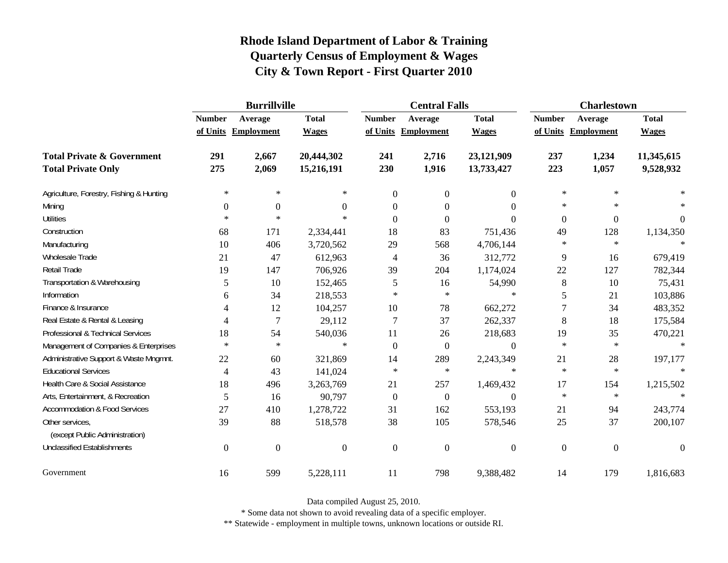# Rhode Island Department of Labor & Training
## Quarterly Census of Employment & Wages
## City & Town Report - First Quarter 2010

| | Burrillville | | | Central Falls | | | Charlestown | | |
|---|---|---|---|---|---|---|---|---|---|
| | Number of Units | Average Employment | Total Wages | Number of Units | Average Employment | Total Wages | Number of Units | Average Employment | Total Wages |
| **Total Private & Government** | **291** | **2,667** | **20,444,302** | **241** | **2,716** | **23,121,909** | **237** | **1,234** | **11,345,615** |
| **Total Private Only** | **275** | **2,069** | **15,216,191** | **230** | **1,916** | **13,733,427** | **223** | **1,057** | **9,528,932** |
| Agriculture, Forestry, Fishing & Hunting | * | * | * | 0 | 0 | 0 | * | * | * |
| Mining | 0 | 0 | 0 | 0 | 0 | 0 | * | * | * |
| Utilities | * | * | * | 0 | 0 | 0 | 0 | 0 | 0 |
| Construction | 68 | 171 | 2,334,441 | 18 | 83 | 751,436 | 49 | 128 | 1,134,350 |
| Manufacturing | 10 | 406 | 3,720,562 | 29 | 568 | 4,706,144 | * | * | * |
| Wholesale Trade | 21 | 47 | 612,963 | 4 | 36 | 312,772 | 9 | 16 | 679,419 |
| Retail Trade | 19 | 147 | 706,926 | 39 | 204 | 1,174,024 | 22 | 127 | 782,344 |
| Transportation & Warehousing | 5 | 10 | 152,465 | 5 | 16 | 54,990 | 8 | 10 | 75,431 |
| Information | 6 | 34 | 218,553 | * | * | * | 5 | 21 | 103,886 |
| Finance & Insurance | 4 | 12 | 104,257 | 10 | 78 | 662,272 | 7 | 34 | 483,352 |
| Real Estate & Rental & Leasing | 4 | 7 | 29,112 | 7 | 37 | 262,337 | 8 | 18 | 175,584 |
| Professional & Technical Services | 18 | 54 | 540,036 | 11 | 26 | 218,683 | 19 | 35 | 470,221 |
| Management of Companies & Enterprises | * | * | * | 0 | 0 | 0 | * | * | * |
| Administrative Support & Waste Mngmnt. | 22 | 60 | 321,869 | 14 | 289 | 2,243,349 | 21 | 28 | 197,177 |
| Educational Services | 4 | 43 | 141,024 | * | * | * | * | * | * |
| Health Care & Social Assistance | 18 | 496 | 3,263,769 | 21 | 257 | 1,469,432 | 17 | 154 | 1,215,502 |
| Arts, Entertainment, & Recreation | 5 | 16 | 90,797 | 0 | 0 | 0 | * | * | * |
| Accommodation & Food Services | 27 | 410 | 1,278,722 | 31 | 162 | 553,193 | 21 | 94 | 243,774 |
| Other services, (except Public Administration) | 39 | 88 | 518,578 | 38 | 105 | 578,546 | 25 | 37 | 200,107 |
| Unclassified Establishments | 0 | 0 | 0 | 0 | 0 | 0 | 0 | 0 | 0 |
| Government | 16 | 599 | 5,228,111 | 11 | 798 | 9,388,482 | 14 | 179 | 1,816,683 |

Data compiled August 25, 2010.

* Some data not shown to avoid revealing data of a specific employer.

** Statewide - employment in multiple towns, unknown locations or outside RI.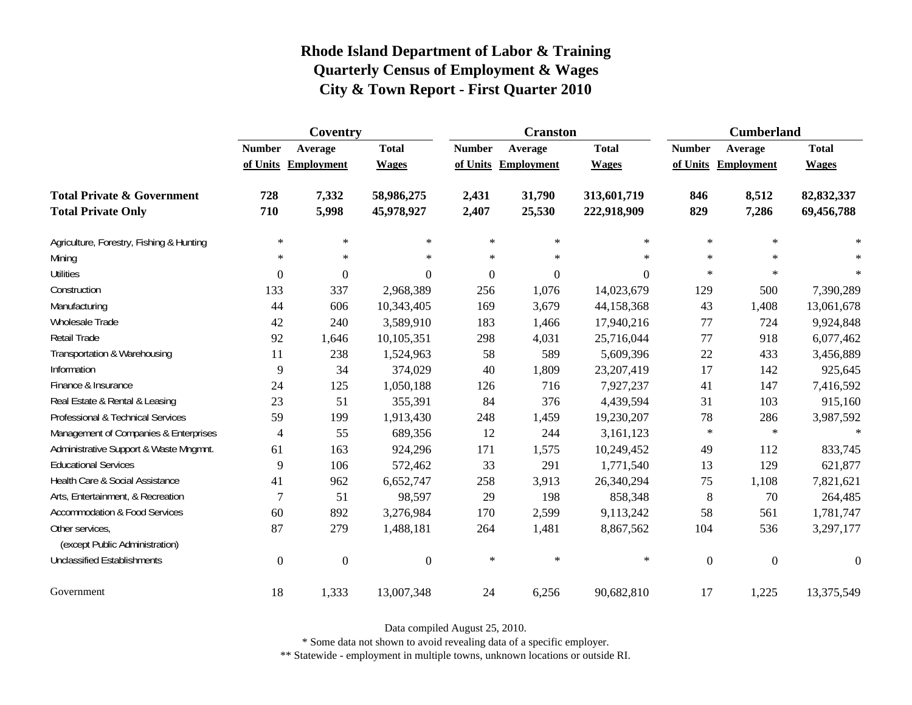# Rhode Island Department of Labor & Training
## Quarterly Census of Employment & Wages
## City & Town Report - First Quarter 2010

| | Coventry | | | Cranston | | | Cumberland | | |
|---|---|---|---|---|---|---|---|---|---|
| | Number of Units | Average Employment | Total Wages | Number of Units | Average Employment | Total Wages | Number of Units | Average Employment | Total Wages |
| **Total Private & Government** | **728** | **7,332** | **58,986,275** | **2,431** | **31,790** | **313,601,719** | **846** | **8,512** | **82,832,337** |
| **Total Private Only** | **710** | **5,998** | **45,978,927** | **2,407** | **25,530** | **222,918,909** | **829** | **7,286** | **69,456,788** |
| Agriculture, Forestry, Fishing & Hunting | * | * | * | * | * | * | * | * | * |
| Mining | * | * | * | * | * | * | * | * | * |
| Utilities | 0 | 0 | 0 | 0 | 0 | 0 | * | * | * |
| Construction | 133 | 337 | 2,968,389 | 256 | 1,076 | 14,023,679 | 129 | 500 | 7,390,289 |
| Manufacturing | 44 | 606 | 10,343,405 | 169 | 3,679 | 44,158,368 | 43 | 1,408 | 13,061,678 |
| Wholesale Trade | 42 | 240 | 3,589,910 | 183 | 1,466 | 17,940,216 | 77 | 724 | 9,924,848 |
| Retail Trade | 92 | 1,646 | 10,105,351 | 298 | 4,031 | 25,716,044 | 77 | 918 | 6,077,462 |
| Transportation & Warehousing | 11 | 238 | 1,524,963 | 58 | 589 | 5,609,396 | 22 | 433 | 3,456,889 |
| Information | 9 | 34 | 374,029 | 40 | 1,809 | 23,207,419 | 17 | 142 | 925,645 |
| Finance & Insurance | 24 | 125 | 1,050,188 | 126 | 716 | 7,927,237 | 41 | 147 | 7,416,592 |
| Real Estate & Rental & Leasing | 23 | 51 | 355,391 | 84 | 376 | 4,439,594 | 31 | 103 | 915,160 |
| Professional & Technical Services | 59 | 199 | 1,913,430 | 248 | 1,459 | 19,230,207 | 78 | 286 | 3,987,592 |
| Management of Companies & Enterprises | 4 | 55 | 689,356 | 12 | 244 | 3,161,123 | * | * | * |
| Administrative Support & Waste Mngmnt. | 61 | 163 | 924,296 | 171 | 1,575 | 10,249,452 | 49 | 112 | 833,745 |
| Educational Services | 9 | 106 | 572,462 | 33 | 291 | 1,771,540 | 13 | 129 | 621,877 |
| Health Care & Social Assistance | 41 | 962 | 6,652,747 | 258 | 3,913 | 26,340,294 | 75 | 1,108 | 7,821,621 |
| Arts, Entertainment, & Recreation | 7 | 51 | 98,597 | 29 | 198 | 858,348 | 8 | 70 | 264,485 |
| Accommodation & Food Services | 60 | 892 | 3,276,984 | 170 | 2,599 | 9,113,242 | 58 | 561 | 1,781,747 |
| Other services, (except Public Administration) | 87 | 279 | 1,488,181 | 264 | 1,481 | 8,867,562 | 104 | 536 | 3,297,177 |
| Unclassified Establishments | 0 | 0 | 0 | * | * | * | 0 | 0 | 0 |
| Government | 18 | 1,333 | 13,007,348 | 24 | 6,256 | 90,682,810 | 17 | 1,225 | 13,375,549 |

Data compiled August 25, 2010.

\* Some data not shown to avoid revealing data of a specific employer.

\*\* Statewide - employment in multiple towns, unknown locations or outside RI.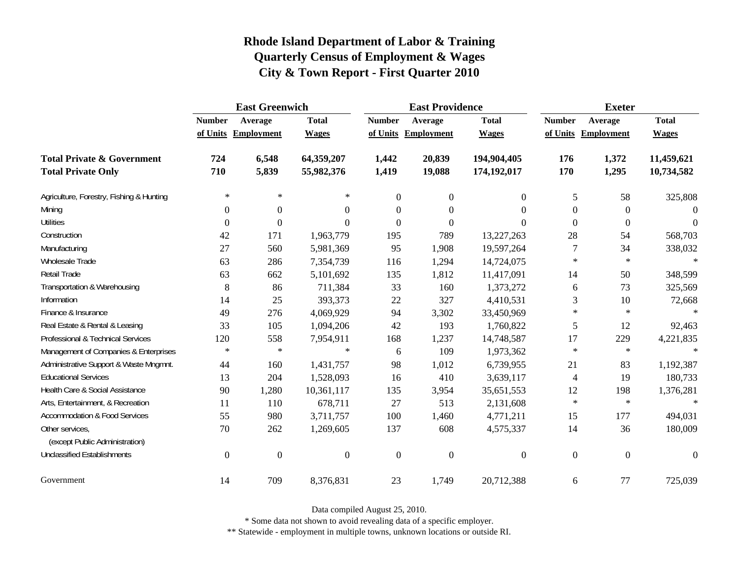# Rhode Island Department of Labor & Training
## Quarterly Census of Employment & Wages
## City & Town Report - First Quarter 2010

| | East Greenwich | | | East Providence | | | Exeter | | |
|---|---|---|---|---|---|---|---|---|---|
| | Number of Units | Average Employment | Total Wages | Number of Units | Average Employment | Total Wages | Number of Units | Average Employment | Total Wages |
| **Total Private & Government** | **724** | **6,548** | **64,359,207** | **1,442** | **20,839** | **194,904,405** | **176** | **1,372** | **11,459,621** |
| **Total Private Only** | **710** | **5,839** | **55,982,376** | **1,419** | **19,088** | **174,192,017** | **170** | **1,295** | **10,734,582** |
| Agriculture, Forestry, Fishing & Hunting | * | * | * | 0 | 0 | 0 | 5 | 58 | 325,808 |
| Mining | 0 | 0 | 0 | 0 | 0 | 0 | 0 | 0 | 0 |
| Utilities | 0 | 0 | 0 | 0 | 0 | 0 | 0 | 0 | 0 |
| Construction | 42 | 171 | 1,963,779 | 195 | 789 | 13,227,263 | 28 | 54 | 568,703 |
| Manufacturing | 27 | 560 | 5,981,369 | 95 | 1,908 | 19,597,264 | 7 | 34 | 338,032 |
| Wholesale Trade | 63 | 286 | 7,354,739 | 116 | 1,294 | 14,724,075 | * | * | * |
| Retail Trade | 63 | 662 | 5,101,692 | 135 | 1,812 | 11,417,091 | 14 | 50 | 348,599 |
| Transportation & Warehousing | 8 | 86 | 711,384 | 33 | 160 | 1,373,272 | 6 | 73 | 325,569 |
| Information | 14 | 25 | 393,373 | 22 | 327 | 4,410,531 | 3 | 10 | 72,668 |
| Finance & Insurance | 49 | 276 | 4,069,929 | 94 | 3,302 | 33,450,969 | * | * | * |
| Real Estate & Rental & Leasing | 33 | 105 | 1,094,206 | 42 | 193 | 1,760,822 | 5 | 12 | 92,463 |
| Professional & Technical Services | 120 | 558 | 7,954,911 | 168 | 1,237 | 14,748,587 | 17 | 229 | 4,221,835 |
| Management of Companies & Enterprises | * | * | * | 6 | 109 | 1,973,362 | * | * | * |
| Administrative Support & Waste Mngmnt. | 44 | 160 | 1,431,757 | 98 | 1,012 | 6,739,955 | 21 | 83 | 1,192,387 |
| Educational Services | 13 | 204 | 1,528,093 | 16 | 410 | 3,639,117 | 4 | 19 | 180,733 |
| Health Care & Social Assistance | 90 | 1,280 | 10,361,117 | 135 | 3,954 | 35,651,553 | 12 | 198 | 1,376,281 |
| Arts, Entertainment, & Recreation | 11 | 110 | 678,711 | 27 | 513 | 2,131,608 | * | * | * |
| Accommodation & Food Services | 55 | 980 | 3,711,757 | 100 | 1,460 | 4,771,211 | 15 | 177 | 494,031 |
| Other services, (except Public Administration) | 70 | 262 | 1,269,605 | 137 | 608 | 4,575,337 | 14 | 36 | 180,009 |
| Unclassified Establishments | 0 | 0 | 0 | 0 | 0 | 0 | 0 | 0 | 0 |
| Government | 14 | 709 | 8,376,831 | 23 | 1,749 | 20,712,388 | 6 | 77 | 725,039 |

Data compiled August 25, 2010.

* Some data not shown to avoid revealing data of a specific employer.

** Statewide - employment in multiple towns, unknown locations or outside RI.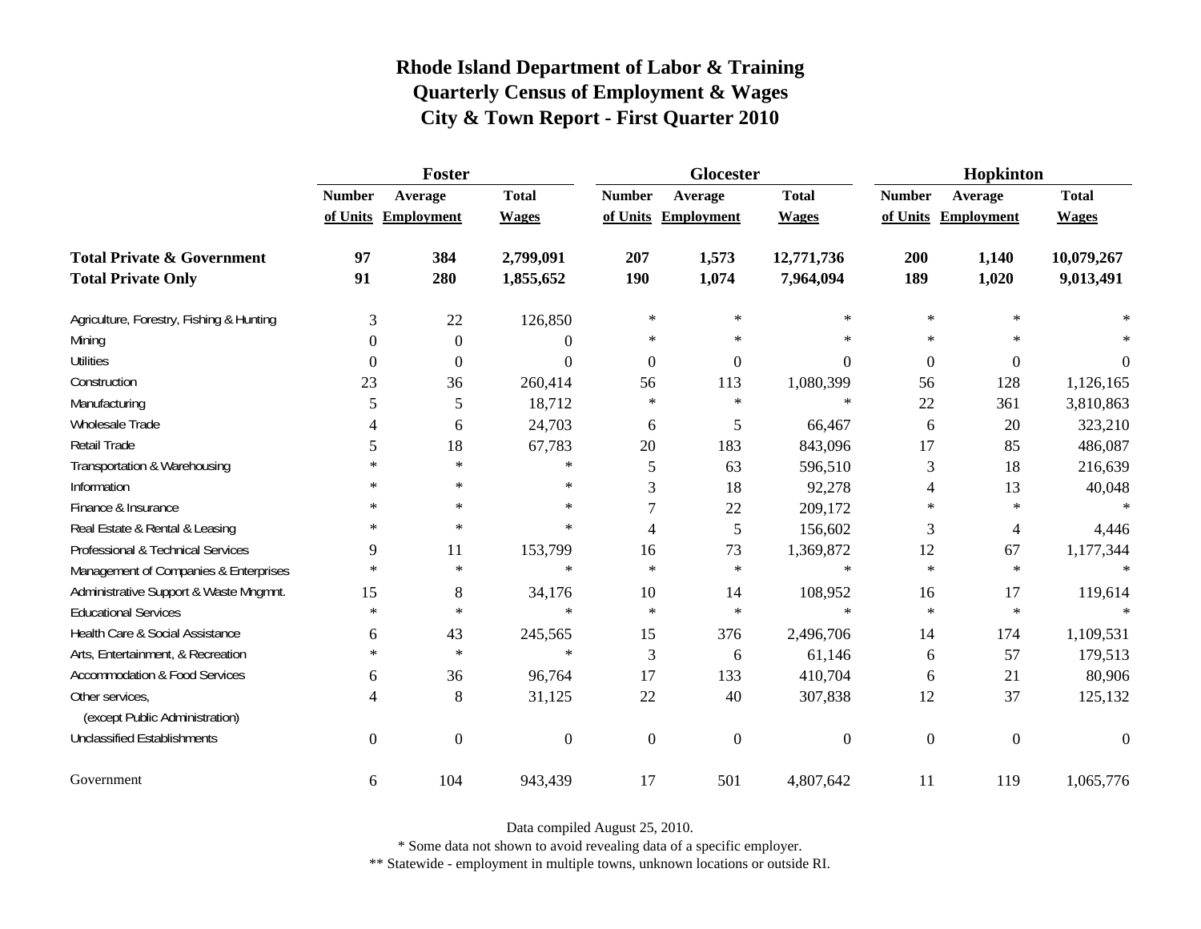# Rhode Island Department of Labor & Training
## Quarterly Census of Employment & Wages
## City & Town Report - First Quarter 2010

| | Foster | | | Glocester | | | Hopkinton | | |
|---|---|---|---|---|---|---|---|---|---|
| | Number of Units | Average Employment | Total Wages | Number of Units | Average Employment | Total Wages | Number of Units | Average Employment | Total Wages |
| **Total Private & Government** | **97** | **384** | **2,799,091** | **207** | **1,573** | **12,771,736** | **200** | **1,140** | **10,079,267** |
| **Total Private Only** | **91** | **280** | **1,855,652** | **190** | **1,074** | **7,964,094** | **189** | **1,020** | **9,013,491** |
| Agriculture, Forestry, Fishing & Hunting | 3 | 22 | 126,850 | * | * | * | * | * | * |
| Mining | 0 | 0 | 0 | * | * | * | * | * | * |
| Utilities | 0 | 0 | 0 | 0 | 0 | 0 | 0 | 0 | 0 |
| Construction | 23 | 36 | 260,414 | 56 | 113 | 1,080,399 | 56 | 128 | 1,126,165 |
| Manufacturing | 5 | 5 | 18,712 | * | * | * | 22 | 361 | 3,810,863 |
| Wholesale Trade | 4 | 6 | 24,703 | 6 | 5 | 66,467 | 6 | 20 | 323,210 |
| Retail Trade | 5 | 18 | 67,783 | 20 | 183 | 843,096 | 17 | 85 | 486,087 |
| Transportation & Warehousing | * | * | * | 5 | 63 | 596,510 | 3 | 18 | 216,639 |
| Information | * | * | * | 3 | 18 | 92,278 | 4 | 13 | 40,048 |
| Finance & Insurance | * | * | * | 7 | 22 | 209,172 | * | * | * |
| Real Estate & Rental & Leasing | * | * | * | 4 | 5 | 156,602 | 3 | 4 | 4,446 |
| Professional & Technical Services | 9 | 11 | 153,799 | 16 | 73 | 1,369,872 | 12 | 67 | 1,177,344 |
| Management of Companies & Enterprises | * | * | * | * | * | * | * | * | * |
| Administrative Support & Waste Mngmnt. | 15 | 8 | 34,176 | 10 | 14 | 108,952 | 16 | 17 | 119,614 |
| Educational Services | * | * | * | * | * | * | * | * | * |
| Health Care & Social Assistance | 6 | 43 | 245,565 | 15 | 376 | 2,496,706 | 14 | 174 | 1,109,531 |
| Arts, Entertainment, & Recreation | * | * | * | 3 | 6 | 61,146 | 6 | 57 | 179,513 |
| Accommodation & Food Services | 6 | 36 | 96,764 | 17 | 133 | 410,704 | 6 | 21 | 80,906 |
| Other services, (except Public Administration) | 4 | 8 | 31,125 | 22 | 40 | 307,838 | 12 | 37 | 125,132 |
| Unclassified Establishments | 0 | 0 | 0 | 0 | 0 | 0 | 0 | 0 | 0 |
| Government | 6 | 104 | 943,439 | 17 | 501 | 4,807,642 | 11 | 119 | 1,065,776 |

Data compiled August 25, 2010.

* Some data not shown to avoid revealing data of a specific employer.

** Statewide - employment in multiple towns, unknown locations or outside RI.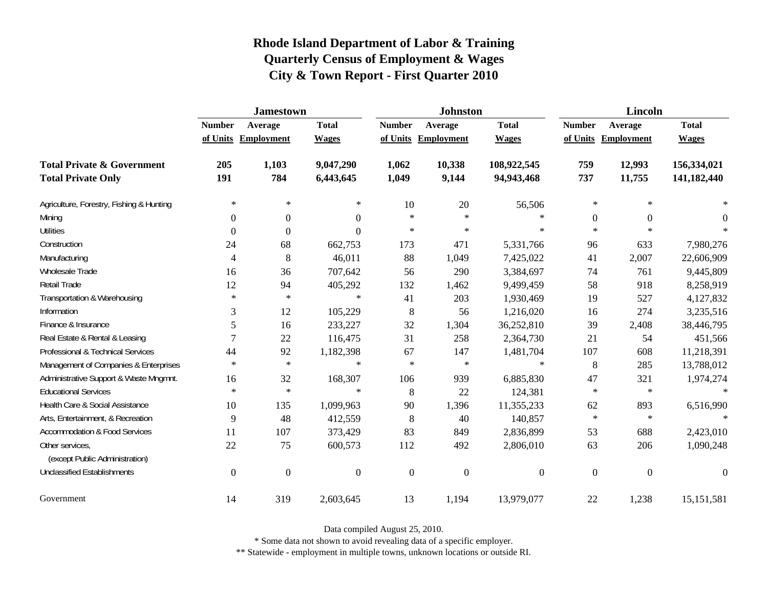# Rhode Island Department of Labor & Training
## Quarterly Census of Employment & Wages
## City & Town Report - First Quarter 2010

| | Jamestown | | | Johnston | | | Lincoln | | |
|---|---|---|---|---|---|---|---|---|---|
| | Number of Units | Average Employment | Total Wages | Number of Units | Average Employment | Total Wages | Number of Units | Average Employment | Total Wages |
| **Total Private & Government** | **205** | **1,103** | **9,047,290** | **1,062** | **10,338** | **108,922,545** | **759** | **12,993** | **156,334,021** |
| **Total Private Only** | **191** | **784** | **6,443,645** | **1,049** | **9,144** | **94,943,468** | **737** | **11,755** | **141,182,440** |
| Agriculture, Forestry, Fishing & Hunting | * | * | * | 10 | 20 | 56,506 | * | * | * |
| Mining | 0 | 0 | 0 | * | * | * | 0 | 0 | 0 |
| Utilities | 0 | 0 | 0 | * | * | * | * | * | * |
| Construction | 24 | 68 | 662,753 | 173 | 471 | 5,331,766 | 96 | 633 | 7,980,276 |
| Manufacturing | 4 | 8 | 46,011 | 88 | 1,049 | 7,425,022 | 41 | 2,007 | 22,606,909 |
| Wholesale Trade | 16 | 36 | 707,642 | 56 | 290 | 3,384,697 | 74 | 761 | 9,445,809 |
| Retail Trade | 12 | 94 | 405,292 | 132 | 1,462 | 9,499,459 | 58 | 918 | 8,258,919 |
| Transportation & Warehousing | * | * | * | 41 | 203 | 1,930,469 | 19 | 527 | 4,127,832 |
| Information | 3 | 12 | 105,229 | 8 | 56 | 1,216,020 | 16 | 274 | 3,235,516 |
| Finance & Insurance | 5 | 16 | 233,227 | 32 | 1,304 | 36,252,810 | 39 | 2,408 | 38,446,795 |
| Real Estate & Rental & Leasing | 7 | 22 | 116,475 | 31 | 258 | 2,364,730 | 21 | 54 | 451,566 |
| Professional & Technical Services | 44 | 92 | 1,182,398 | 67 | 147 | 1,481,704 | 107 | 608 | 11,218,391 |
| Management of Companies & Enterprises | * | * | * | * | * | * | 8 | 285 | 13,788,012 |
| Administrative Support & Waste Mngmnt. | 16 | 32 | 168,307 | 106 | 939 | 6,885,830 | 47 | 321 | 1,974,274 |
| Educational Services | * | * | * | 8 | 22 | 124,381 | * | * | * |
| Health Care & Social Assistance | 10 | 135 | 1,099,963 | 90 | 1,396 | 11,355,233 | 62 | 893 | 6,516,990 |
| Arts, Entertainment, & Recreation | 9 | 48 | 412,559 | 8 | 40 | 140,857 | * | * | * |
| Accommodation & Food Services | 11 | 107 | 373,429 | 83 | 849 | 2,836,899 | 53 | 688 | 2,423,010 |
| Other services, (except Public Administration) | 22 | 75 | 600,573 | 112 | 492 | 2,806,010 | 63 | 206 | 1,090,248 |
| Unclassified Establishments | 0 | 0 | 0 | 0 | 0 | 0 | 0 | 0 | 0 |
| Government | 14 | 319 | 2,603,645 | 13 | 1,194 | 13,979,077 | 22 | 1,238 | 15,151,581 |

Data compiled August 25, 2010.

* Some data not shown to avoid revealing data of a specific employer.

** Statewide - employment in multiple towns, unknown locations or outside RI.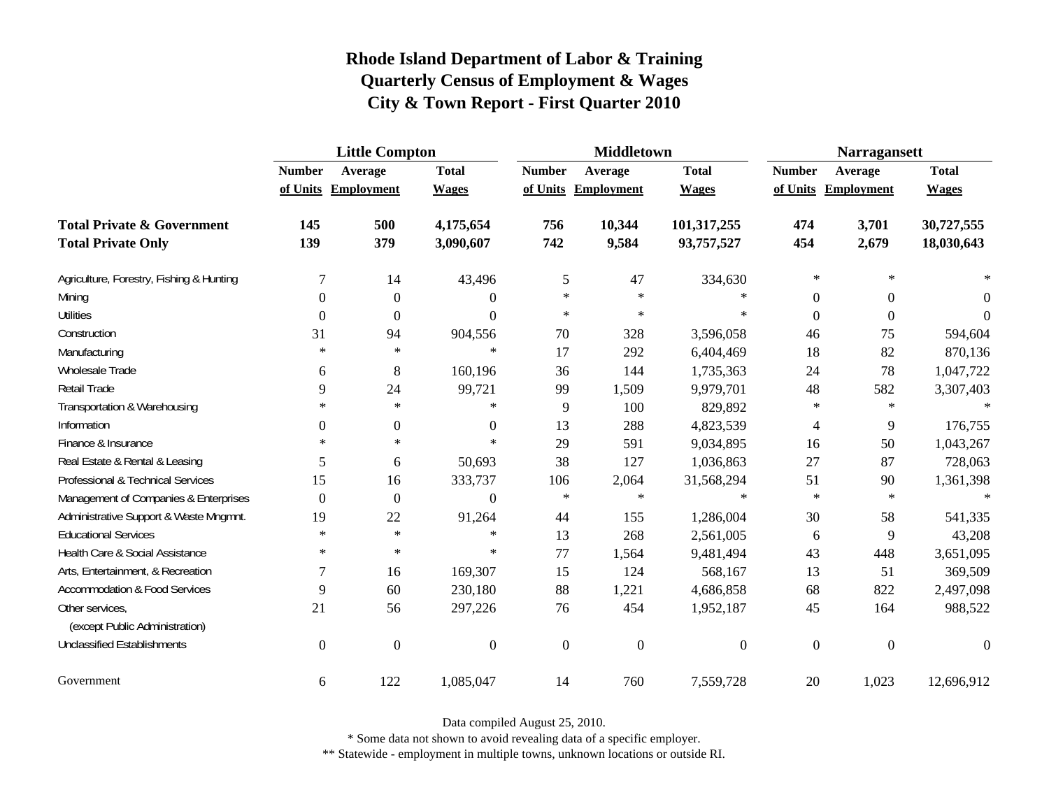# Rhode Island Department of Labor & Training
## Quarterly Census of Employment & Wages
## City & Town Report - First Quarter 2010

| | Little Compton | | | Middletown | | | Narragansett | | |
|---|---|---|---|---|---|---|---|---|---|
| | Number of Units | Average Employment | Total Wages | Number of Units | Average Employment | Total Wages | Number of Units | Average Employment | Total Wages |
| **Total Private & Government** | **145** | **500** | **4,175,654** | **756** | **10,344** | **101,317,255** | **474** | **3,701** | **30,727,555** |
| **Total Private Only** | **139** | **379** | **3,090,607** | **742** | **9,584** | **93,757,527** | **454** | **2,679** | **18,030,643** |
| Agriculture, Forestry, Fishing & Hunting | 7 | 14 | 43,496 | 5 | 47 | 334,630 | * | * | * |
| Mining | 0 | 0 | 0 | * | * | * | 0 | 0 | 0 |
| Utilities | 0 | 0 | 0 | * | * | * | 0 | 0 | 0 |
| Construction | 31 | 94 | 904,556 | 70 | 328 | 3,596,058 | 46 | 75 | 594,604 |
| Manufacturing | * | * | * | 17 | 292 | 6,404,469 | 18 | 82 | 870,136 |
| Wholesale Trade | 6 | 8 | 160,196 | 36 | 144 | 1,735,363 | 24 | 78 | 1,047,722 |
| Retail Trade | 9 | 24 | 99,721 | 99 | 1,509 | 9,979,701 | 48 | 582 | 3,307,403 |
| Transportation & Warehousing | * | * | * | 9 | 100 | 829,892 | * | * | * |
| Information | 0 | 0 | 0 | 13 | 288 | 4,823,539 | 4 | 9 | 176,755 |
| Finance & Insurance | * | * | * | 29 | 591 | 9,034,895 | 16 | 50 | 1,043,267 |
| Real Estate & Rental & Leasing | 5 | 6 | 50,693 | 38 | 127 | 1,036,863 | 27 | 87 | 728,063 |
| Professional & Technical Services | 15 | 16 | 333,737 | 106 | 2,064 | 31,568,294 | 51 | 90 | 1,361,398 |
| Management of Companies & Enterprises | 0 | 0 | 0 | * | * | * | * | * | * |
| Administrative Support & Waste Mngmnt. | 19 | 22 | 91,264 | 44 | 155 | 1,286,004 | 30 | 58 | 541,335 |
| Educational Services | * | * | * | 13 | 268 | 2,561,005 | 6 | 9 | 43,208 |
| Health Care & Social Assistance | * | * | * | 77 | 1,564 | 9,481,494 | 43 | 448 | 3,651,095 |
| Arts, Entertainment, & Recreation | 7 | 16 | 169,307 | 15 | 124 | 568,167 | 13 | 51 | 369,509 |
| Accommodation & Food Services | 9 | 60 | 230,180 | 88 | 1,221 | 4,686,858 | 68 | 822 | 2,497,098 |
| Other services, (except Public Administration) | 21 | 56 | 297,226 | 76 | 454 | 1,952,187 | 45 | 164 | 988,522 |
| Unclassified Establishments | 0 | 0 | 0 | 0 | 0 | 0 | 0 | 0 | 0 |
| Government | 6 | 122 | 1,085,047 | 14 | 760 | 7,559,728 | 20 | 1,023 | 12,696,912 |

Data compiled August 25, 2010.

* Some data not shown to avoid revealing data of a specific employer.

** Statewide - employment in multiple towns, unknown locations or outside RI.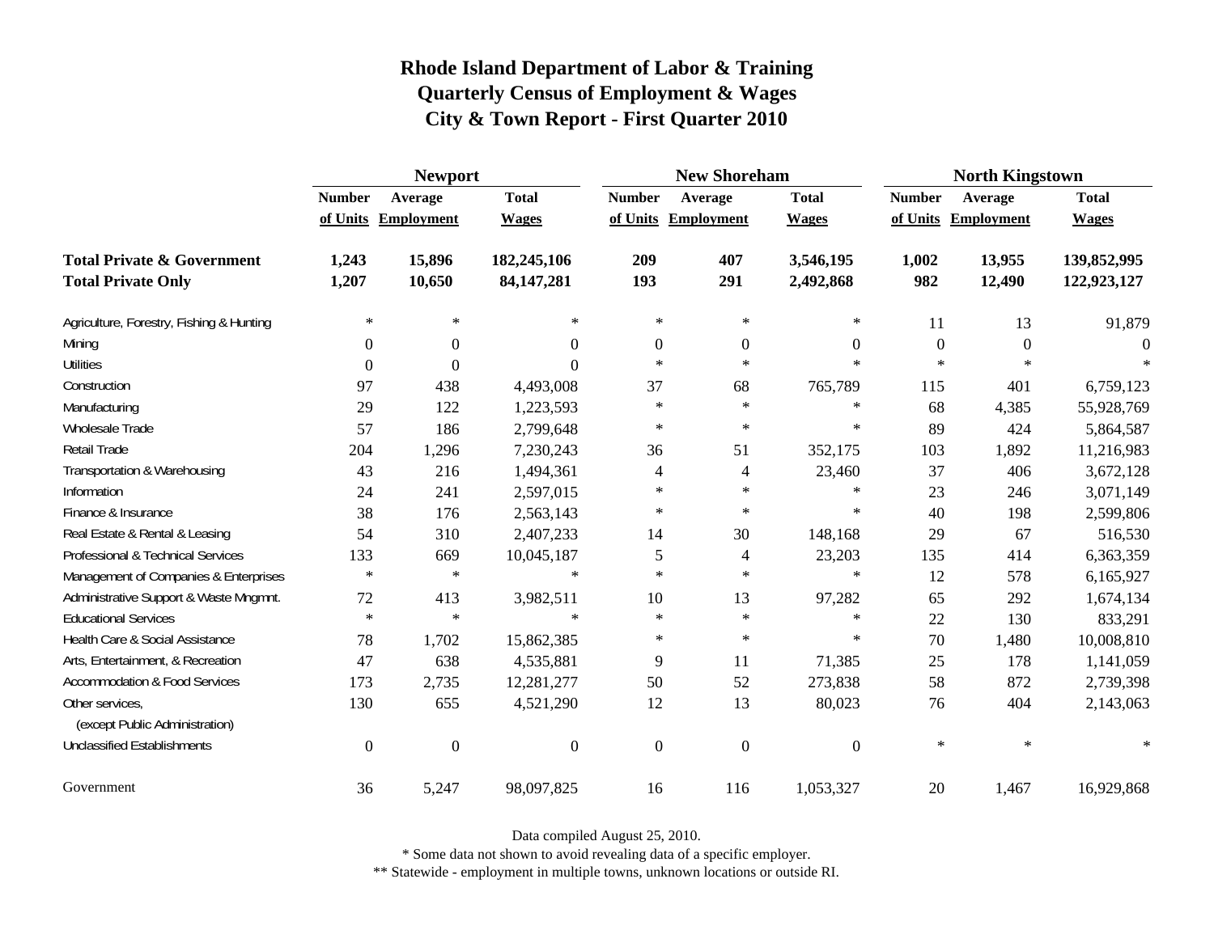# Rhode Island Department of Labor & Training
## Quarterly Census of Employment & Wages
## City & Town Report - First Quarter 2010

| | Newport | | | New Shoreham | | | North Kingstown | | |
|---|---|---|---|---|---|---|---|---|---|
| | Number of Units | Average Employment | Total Wages | Number of Units | Average Employment | Total Wages | Number of Units | Average Employment | Total Wages |
| **Total Private & Government** | **1,243** | **15,896** | **182,245,106** | **209** | **407** | **3,546,195** | **1,002** | **13,955** | **139,852,995** |
| **Total Private Only** | **1,207** | **10,650** | **84,147,281** | **193** | **291** | **2,492,868** | **982** | **12,490** | **122,923,127** |
| Agriculture, Forestry, Fishing & Hunting | * | * | * | * | * | * | 11 | 13 | 91,879 |
| Mining | 0 | 0 | 0 | 0 | 0 | 0 | 0 | 0 | 0 |
| Utilities | 0 | 0 | 0 | * | * | * | * | * | * |
| Construction | 97 | 438 | 4,493,008 | 37 | 68 | 765,789 | 115 | 401 | 6,759,123 |
| Manufacturing | 29 | 122 | 1,223,593 | * | * | * | 68 | 4,385 | 55,928,769 |
| Wholesale Trade | 57 | 186 | 2,799,648 | * | * | * | 89 | 424 | 5,864,587 |
| Retail Trade | 204 | 1,296 | 7,230,243 | 36 | 51 | 352,175 | 103 | 1,892 | 11,216,983 |
| Transportation & Warehousing | 43 | 216 | 1,494,361 | 4 | 4 | 23,460 | 37 | 406 | 3,672,128 |
| Information | 24 | 241 | 2,597,015 | * | * | * | 23 | 246 | 3,071,149 |
| Finance & Insurance | 38 | 176 | 2,563,143 | * | * | * | 40 | 198 | 2,599,806 |
| Real Estate & Rental & Leasing | 54 | 310 | 2,407,233 | 14 | 30 | 148,168 | 29 | 67 | 516,530 |
| Professional & Technical Services | 133 | 669 | 10,045,187 | 5 | 4 | 23,203 | 135 | 414 | 6,363,359 |
| Management of Companies & Enterprises | * | * | * | * | * | * | 12 | 578 | 6,165,927 |
| Administrative Support & Waste Mngmnt. | 72 | 413 | 3,982,511 | 10 | 13 | 97,282 | 65 | 292 | 1,674,134 |
| Educational Services | * | * | * | * | * | * | 22 | 130 | 833,291 |
| Health Care & Social Assistance | 78 | 1,702 | 15,862,385 | * | * | * | 70 | 1,480 | 10,008,810 |
| Arts, Entertainment, & Recreation | 47 | 638 | 4,535,881 | 9 | 11 | 71,385 | 25 | 178 | 1,141,059 |
| Accommodation & Food Services | 173 | 2,735 | 12,281,277 | 50 | 52 | 273,838 | 58 | 872 | 2,739,398 |
| Other services, (except Public Administration) | 130 | 655 | 4,521,290 | 12 | 13 | 80,023 | 76 | 404 | 2,143,063 |
| Unclassified Establishments | 0 | 0 | 0 | 0 | 0 | 0 | * | * | * |
| Government | 36 | 5,247 | 98,097,825 | 16 | 116 | 1,053,327 | 20 | 1,467 | 16,929,868 |

Data compiled August 25, 2010.

* Some data not shown to avoid revealing data of a specific employer.

** Statewide - employment in multiple towns, unknown locations or outside RI.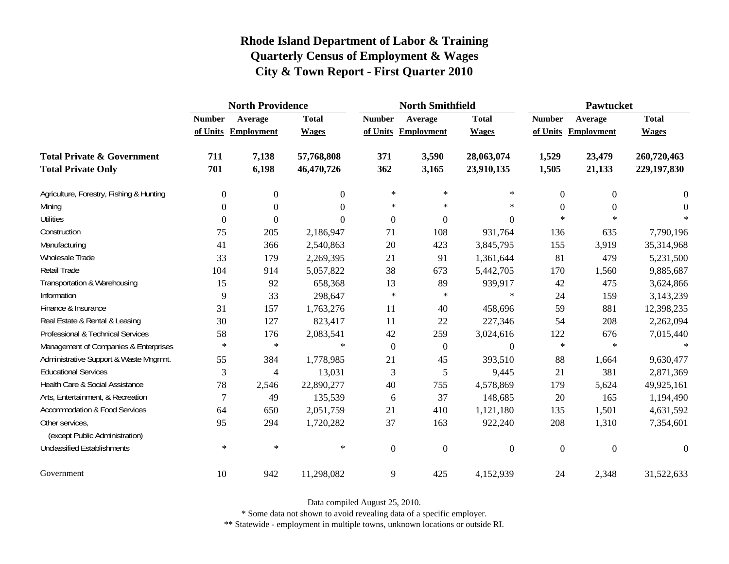# Rhode Island Department of Labor & Training
## Quarterly Census of Employment & Wages
## City & Town Report - First Quarter 2010

| | North Providence | | | North Smithfield | | | Pawtucket | | |
|---|---|---|---|---|---|---|---|---|---|
| | Number of Units | Average Employment | Total Wages | Number of Units | Average Employment | Total Wages | Number of Units | Average Employment | Total Wages |
| **Total Private & Government** | **711** | **7,138** | **57,768,808** | **371** | **3,590** | **28,063,074** | **1,529** | **23,479** | **260,720,463** |
| **Total Private Only** | **701** | **6,198** | **46,470,726** | **362** | **3,165** | **23,910,135** | **1,505** | **21,133** | **229,197,830** |
| Agriculture, Forestry, Fishing & Hunting | 0 | 0 | 0 | * | * | * | 0 | 0 | 0 |
| Mining | 0 | 0 | 0 | * | * | * | 0 | 0 | 0 |
| Utilities | 0 | 0 | 0 | 0 | 0 | 0 | * | * | * |
| Construction | 75 | 205 | 2,186,947 | 71 | 108 | 931,764 | 136 | 635 | 7,790,196 |
| Manufacturing | 41 | 366 | 2,540,863 | 20 | 423 | 3,845,795 | 155 | 3,919 | 35,314,968 |
| Wholesale Trade | 33 | 179 | 2,269,395 | 21 | 91 | 1,361,644 | 81 | 479 | 5,231,500 |
| Retail Trade | 104 | 914 | 5,057,822 | 38 | 673 | 5,442,705 | 170 | 1,560 | 9,885,687 |
| Transportation & Warehousing | 15 | 92 | 658,368 | 13 | 89 | 939,917 | 42 | 475 | 3,624,866 |
| Information | 9 | 33 | 298,647 | * | * | * | 24 | 159 | 3,143,239 |
| Finance & Insurance | 31 | 157 | 1,763,276 | 11 | 40 | 458,696 | 59 | 881 | 12,398,235 |
| Real Estate & Rental & Leasing | 30 | 127 | 823,417 | 11 | 22 | 227,346 | 54 | 208 | 2,262,094 |
| Professional & Technical Services | 58 | 176 | 2,083,541 | 42 | 259 | 3,024,616 | 122 | 676 | 7,015,440 |
| Management of Companies & Enterprises | * | * | * | 0 | 0 | 0 | * | * | * |
| Administrative Support & Waste Mngmnt. | 55 | 384 | 1,778,985 | 21 | 45 | 393,510 | 88 | 1,664 | 9,630,477 |
| Educational Services | 3 | 4 | 13,031 | 3 | 5 | 9,445 | 21 | 381 | 2,871,369 |
| Health Care & Social Assistance | 78 | 2,546 | 22,890,277 | 40 | 755 | 4,578,869 | 179 | 5,624 | 49,925,161 |
| Arts, Entertainment, & Recreation | 7 | 49 | 135,539 | 6 | 37 | 148,685 | 20 | 165 | 1,194,490 |
| Accommodation & Food Services | 64 | 650 | 2,051,759 | 21 | 410 | 1,121,180 | 135 | 1,501 | 4,631,592 |
| Other services, (except Public Administration) | 95 | 294 | 1,720,282 | 37 | 163 | 922,240 | 208 | 1,310 | 7,354,601 |
| Unclassified Establishments | * | * | * | 0 | 0 | 0 | 0 | 0 | 0 |
| Government | 10 | 942 | 11,298,082 | 9 | 425 | 4,152,939 | 24 | 2,348 | 31,522,633 |

Data compiled August 25, 2010.

* Some data not shown to avoid revealing data of a specific employer.

** Statewide - employment in multiple towns, unknown locations or outside RI.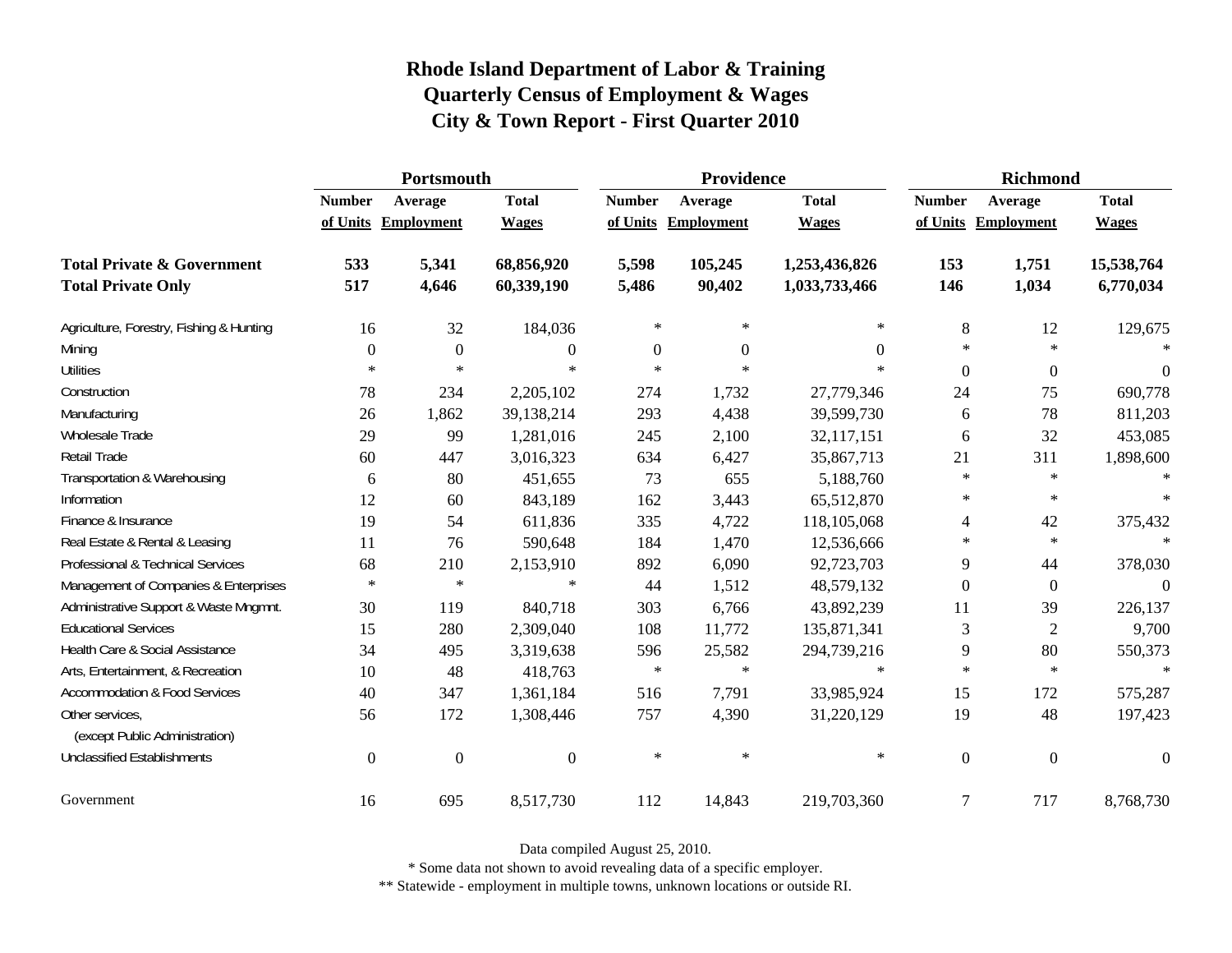# Rhode Island Department of Labor & Training
## Quarterly Census of Employment & Wages
## City & Town Report - First Quarter 2010

| | Portsmouth | | | Providence | | | Richmond | | |
|---|---|---|---|---|---|---|---|---|---|
| | Number of Units | Average Employment | Total Wages | Number of Units | Average Employment | Total Wages | Number of Units | Average Employment | Total Wages |
| **Total Private & Government** | **533** | **5,341** | **68,856,920** | **5,598** | **105,245** | **1,253,436,826** | **153** | **1,751** | **15,538,764** |
| **Total Private Only** | **517** | **4,646** | **60,339,190** | **5,486** | **90,402** | **1,033,733,466** | **146** | **1,034** | **6,770,034** |
| Agriculture, Forestry, Fishing & Hunting | 16 | 32 | 184,036 | * | * | * | 8 | 12 | 129,675 |
| Mining | 0 | 0 | 0 | 0 | 0 | 0 | * | * | * |
| Utilities | * | * | * | * | * | * | 0 | 0 | 0 |
| Construction | 78 | 234 | 2,205,102 | 274 | 1,732 | 27,779,346 | 24 | 75 | 690,778 |
| Manufacturing | 26 | 1,862 | 39,138,214 | 293 | 4,438 | 39,599,730 | 6 | 78 | 811,203 |
| Wholesale Trade | 29 | 99 | 1,281,016 | 245 | 2,100 | 32,117,151 | 6 | 32 | 453,085 |
| Retail Trade | 60 | 447 | 3,016,323 | 634 | 6,427 | 35,867,713 | 21 | 311 | 1,898,600 |
| Transportation & Warehousing | 6 | 80 | 451,655 | 73 | 655 | 5,188,760 | * | * | * |
| Information | 12 | 60 | 843,189 | 162 | 3,443 | 65,512,870 | * | * | * |
| Finance & Insurance | 19 | 54 | 611,836 | 335 | 4,722 | 118,105,068 | 4 | 42 | 375,432 |
| Real Estate & Rental & Leasing | 11 | 76 | 590,648 | 184 | 1,470 | 12,536,666 | * | * | * |
| Professional & Technical Services | 68 | 210 | 2,153,910 | 892 | 6,090 | 92,723,703 | 9 | 44 | 378,030 |
| Management of Companies & Enterprises | * | * | * | 44 | 1,512 | 48,579,132 | 0 | 0 | 0 |
| Administrative Support & Waste Mngmnt. | 30 | 119 | 840,718 | 303 | 6,766 | 43,892,239 | 11 | 39 | 226,137 |
| Educational Services | 15 | 280 | 2,309,040 | 108 | 11,772 | 135,871,341 | 3 | 2 | 9,700 |
| Health Care & Social Assistance | 34 | 495 | 3,319,638 | 596 | 25,582 | 294,739,216 | 9 | 80 | 550,373 |
| Arts, Entertainment, & Recreation | 10 | 48 | 418,763 | * | * | * | * | * | * |
| Accommodation & Food Services | 40 | 347 | 1,361,184 | 516 | 7,791 | 33,985,924 | 15 | 172 | 575,287 |
| Other services, (except Public Administration) | 56 | 172 | 1,308,446 | 757 | 4,390 | 31,220,129 | 19 | 48 | 197,423 |
| Unclassified Establishments | 0 | 0 | 0 | * | * | * | 0 | 0 | 0 |
| Government | 16 | 695 | 8,517,730 | 112 | 14,843 | 219,703,360 | 7 | 717 | 8,768,730 |

Data compiled August 25, 2010.

* Some data not shown to avoid revealing data of a specific employer.

** Statewide - employment in multiple towns, unknown locations or outside RI.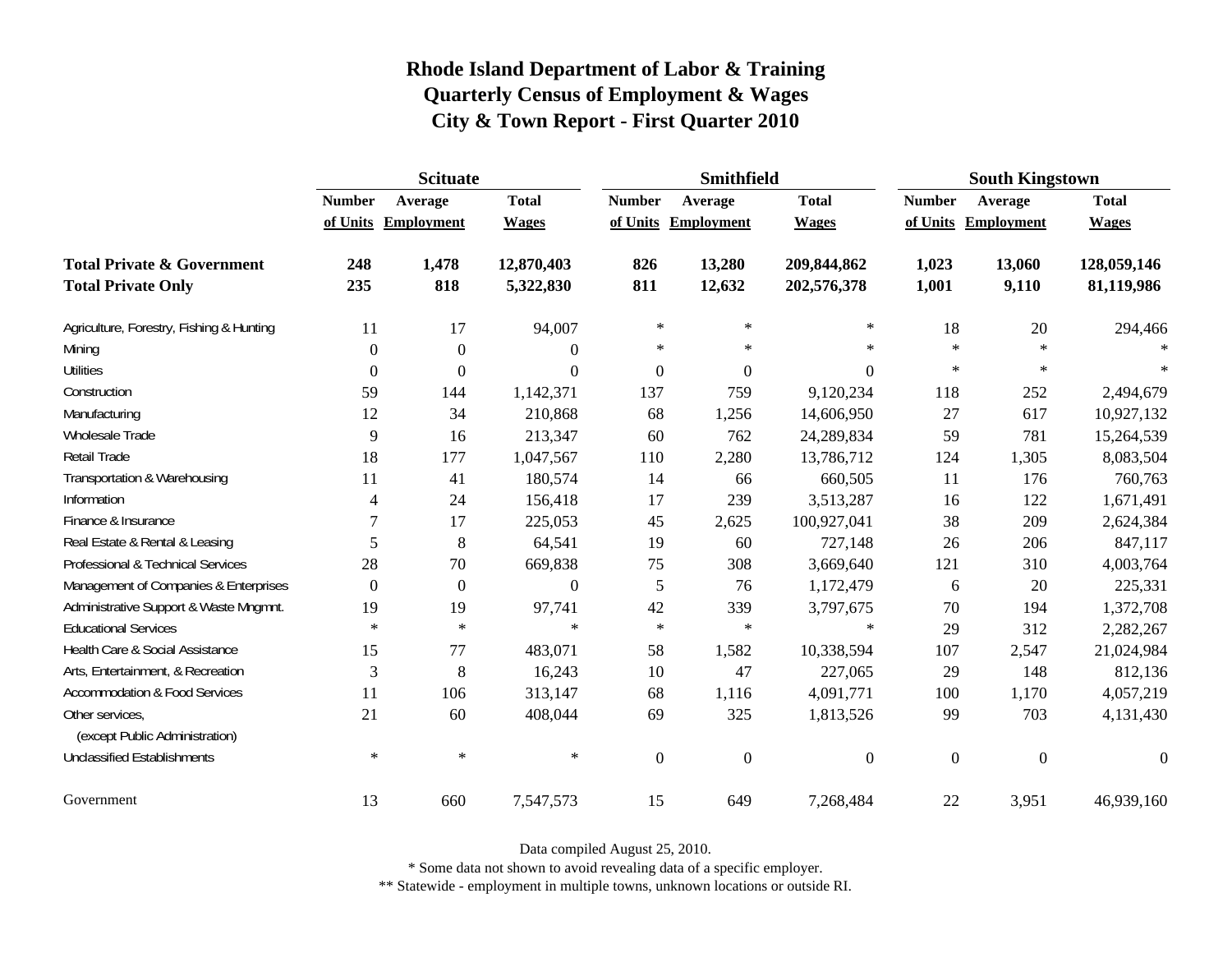# Rhode Island Department of Labor & Training
## Quarterly Census of Employment & Wages
## City & Town Report - First Quarter 2010

| | Scituate | | | Smithfield | | | South Kingstown | | |
|---|---|---|---|---|---|---|---|---|---|
| | Number of Units | Average Employment | Total Wages | Number of Units | Average Employment | Total Wages | Number of Units | Average Employment | Total Wages |
| **Total Private & Government** | **248** | **1,478** | **12,870,403** | **826** | **13,280** | **209,844,862** | **1,023** | **13,060** | **128,059,146** |
| **Total Private Only** | **235** | **818** | **5,322,830** | **811** | **12,632** | **202,576,378** | **1,001** | **9,110** | **81,119,986** |
| Agriculture, Forestry, Fishing & Hunting | 11 | 17 | 94,007 | * | * | * | 18 | 20 | 294,466 |
| Mining | 0 | 0 | 0 | * | * | * | * | * | * |
| Utilities | 0 | 0 | 0 | 0 | 0 | 0 | * | * | * |
| Construction | 59 | 144 | 1,142,371 | 137 | 759 | 9,120,234 | 118 | 252 | 2,494,679 |
| Manufacturing | 12 | 34 | 210,868 | 68 | 1,256 | 14,606,950 | 27 | 617 | 10,927,132 |
| Wholesale Trade | 9 | 16 | 213,347 | 60 | 762 | 24,289,834 | 59 | 781 | 15,264,539 |
| Retail Trade | 18 | 177 | 1,047,567 | 110 | 2,280 | 13,786,712 | 124 | 1,305 | 8,083,504 |
| Transportation & Warehousing | 11 | 41 | 180,574 | 14 | 66 | 660,505 | 11 | 176 | 760,763 |
| Information | 4 | 24 | 156,418 | 17 | 239 | 3,513,287 | 16 | 122 | 1,671,491 |
| Finance & Insurance | 7 | 17 | 225,053 | 45 | 2,625 | 100,927,041 | 38 | 209 | 2,624,384 |
| Real Estate & Rental & Leasing | 5 | 8 | 64,541 | 19 | 60 | 727,148 | 26 | 206 | 847,117 |
| Professional & Technical Services | 28 | 70 | 669,838 | 75 | 308 | 3,669,640 | 121 | 310 | 4,003,764 |
| Management of Companies & Enterprises | 0 | 0 | 0 | 5 | 76 | 1,172,479 | 6 | 20 | 225,331 |
| Administrative Support & Waste Mngmnt. | 19 | 19 | 97,741 | 42 | 339 | 3,797,675 | 70 | 194 | 1,372,708 |
| Educational Services | * | * | * | * | * | * | 29 | 312 | 2,282,267 |
| Health Care & Social Assistance | 15 | 77 | 483,071 | 58 | 1,582 | 10,338,594 | 107 | 2,547 | 21,024,984 |
| Arts, Entertainment, & Recreation | 3 | 8 | 16,243 | 10 | 47 | 227,065 | 29 | 148 | 812,136 |
| Accommodation & Food Services | 11 | 106 | 313,147 | 68 | 1,116 | 4,091,771 | 100 | 1,170 | 4,057,219 |
| Other services, (except Public Administration) | 21 | 60 | 408,044 | 69 | 325 | 1,813,526 | 99 | 703 | 4,131,430 |
| Unclassified Establishments | * | * | * | 0 | 0 | 0 | 0 | 0 | 0 |
| Government | 13 | 660 | 7,547,573 | 15 | 649 | 7,268,484 | 22 | 3,951 | 46,939,160 |

Data compiled August 25, 2010.

* Some data not shown to avoid revealing data of a specific employer.

** Statewide - employment in multiple towns, unknown locations or outside RI.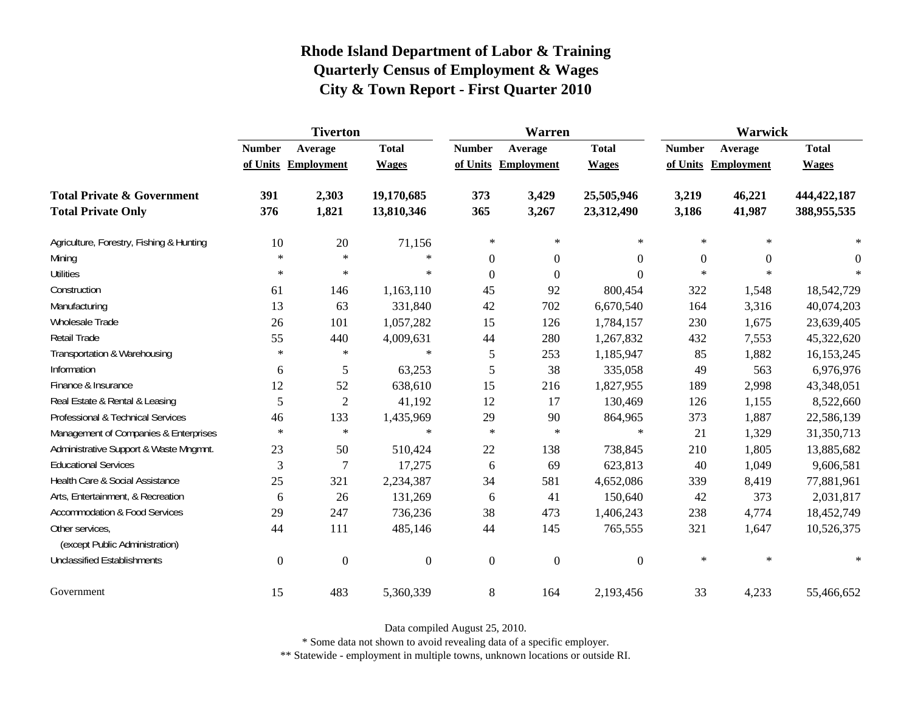# Rhode Island Department of Labor & Training
## Quarterly Census of Employment & Wages
## City & Town Report - First Quarter 2010

| | Tiverton | | | Warren | | | Warwick | | |
|---|---|---|---|---|---|---|---|---|---|
| | Number of Units | Average Employment | Total Wages | Number of Units | Average Employment | Total Wages | Number of Units | Average Employment | Total Wages |
| **Total Private & Government** | **391** | **2,303** | **19,170,685** | **373** | **3,429** | **25,505,946** | **3,219** | **46,221** | **444,422,187** |
| **Total Private Only** | **376** | **1,821** | **13,810,346** | **365** | **3,267** | **23,312,490** | **3,186** | **41,987** | **388,955,535** |
| Agriculture, Forestry, Fishing & Hunting | 10 | 20 | 71,156 | * | * | * | * | * | * |
| Mining | * | * | * | 0 | 0 | 0 | 0 | 0 | 0 |
| Utilities | * | * | * | 0 | 0 | 0 | * | * | * |
| Construction | 61 | 146 | 1,163,110 | 45 | 92 | 800,454 | 322 | 1,548 | 18,542,729 |
| Manufacturing | 13 | 63 | 331,840 | 42 | 702 | 6,670,540 | 164 | 3,316 | 40,074,203 |
| Wholesale Trade | 26 | 101 | 1,057,282 | 15 | 126 | 1,784,157 | 230 | 1,675 | 23,639,405 |
| Retail Trade | 55 | 440 | 4,009,631 | 44 | 280 | 1,267,832 | 432 | 7,553 | 45,322,620 |
| Transportation & Warehousing | * | * | * | 5 | 253 | 1,185,947 | 85 | 1,882 | 16,153,245 |
| Information | 6 | 5 | 63,253 | 5 | 38 | 335,058 | 49 | 563 | 6,976,976 |
| Finance & Insurance | 12 | 52 | 638,610 | 15 | 216 | 1,827,955 | 189 | 2,998 | 43,348,051 |
| Real Estate & Rental & Leasing | 5 | 2 | 41,192 | 12 | 17 | 130,469 | 126 | 1,155 | 8,522,660 |
| Professional & Technical Services | 46 | 133 | 1,435,969 | 29 | 90 | 864,965 | 373 | 1,887 | 22,586,139 |
| Management of Companies & Enterprises | * | * | * | * | * | * | 21 | 1,329 | 31,350,713 |
| Administrative Support & Waste Mngmnt. | 23 | 50 | 510,424 | 22 | 138 | 738,845 | 210 | 1,805 | 13,885,682 |
| Educational Services | 3 | 7 | 17,275 | 6 | 69 | 623,813 | 40 | 1,049 | 9,606,581 |
| Health Care & Social Assistance | 25 | 321 | 2,234,387 | 34 | 581 | 4,652,086 | 339 | 8,419 | 77,881,961 |
| Arts, Entertainment, & Recreation | 6 | 26 | 131,269 | 6 | 41 | 150,640 | 42 | 373 | 2,031,817 |
| Accommodation & Food Services | 29 | 247 | 736,236 | 38 | 473 | 1,406,243 | 238 | 4,774 | 18,452,749 |
| Other services, (except Public Administration) | 44 | 111 | 485,146 | 44 | 145 | 765,555 | 321 | 1,647 | 10,526,375 |
| Unclassified Establishments | 0 | 0 | 0 | 0 | 0 | 0 | * | * | * |
| Government | 15 | 483 | 5,360,339 | 8 | 164 | 2,193,456 | 33 | 4,233 | 55,466,652 |

Data compiled August 25, 2010.

* Some data not shown to avoid revealing data of a specific employer.

** Statewide - employment in multiple towns, unknown locations or outside RI.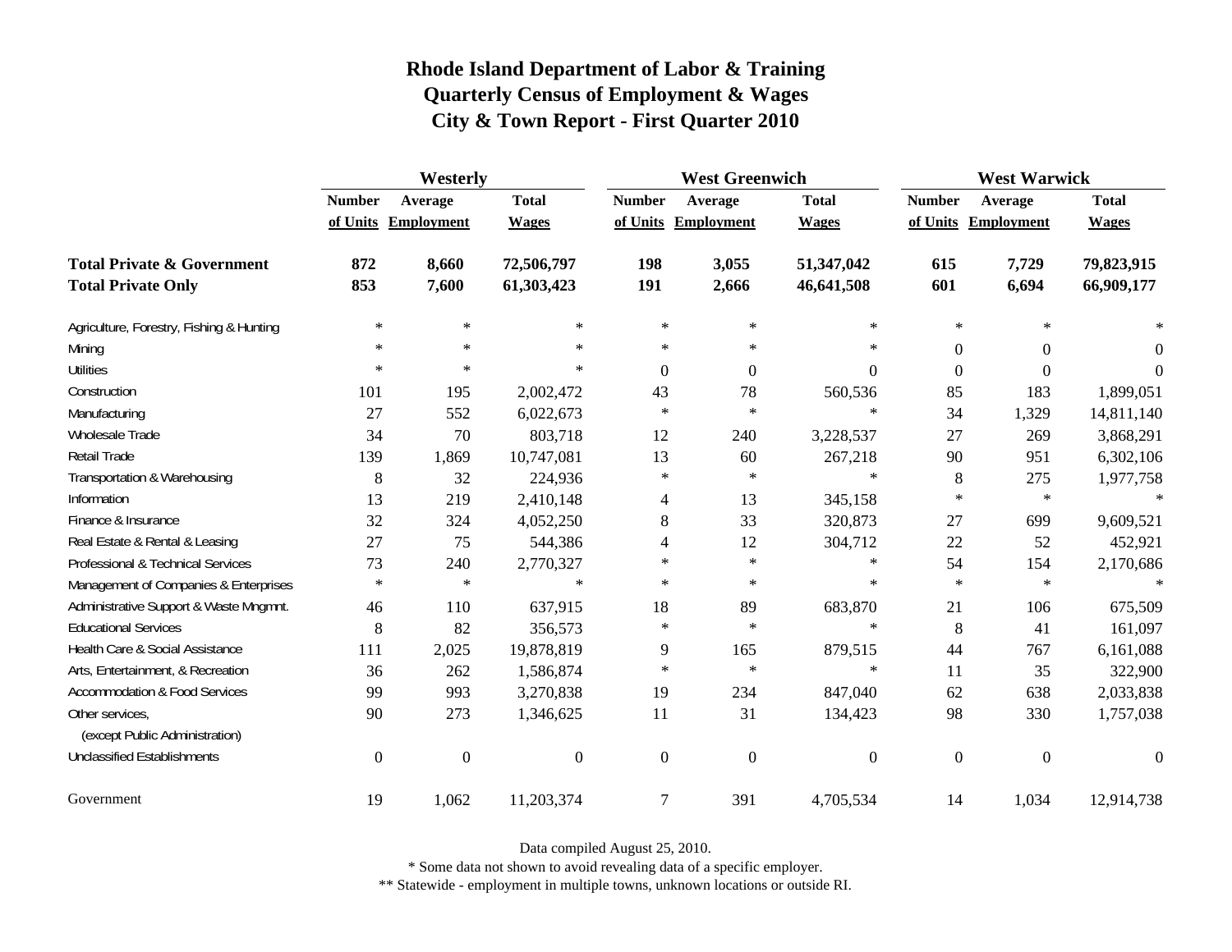# Rhode Island Department of Labor & Training
# Quarterly Census of Employment & Wages
# City & Town Report - First Quarter 2010

| | Westerly | | | West Greenwich | | | West Warwick | | |
|---|---|---|---|---|---|---|---|---|---|
| | Number of Units | Average Employment | Total Wages | Number of Units | Average Employment | Total Wages | Number of Units | Average Employment | Total Wages |
| **Total Private & Government** | **872** | **8,660** | **72,506,797** | **198** | **3,055** | **51,347,042** | **615** | **7,729** | **79,823,915** |
| **Total Private Only** | **853** | **7,600** | **61,303,423** | **191** | **2,666** | **46,641,508** | **601** | **6,694** | **66,909,177** |
| Agriculture, Forestry, Fishing & Hunting | * | * | * | * | * | * | * | * | * |
| Mining | * | * | * | * | * | * | 0 | 0 | 0 |
| Utilities | * | * | * | 0 | 0 | 0 | 0 | 0 | 0 |
| Construction | 101 | 195 | 2,002,472 | 43 | 78 | 560,536 | 85 | 183 | 1,899,051 |
| Manufacturing | 27 | 552 | 6,022,673 | * | * | * | 34 | 1,329 | 14,811,140 |
| Wholesale Trade | 34 | 70 | 803,718 | 12 | 240 | 3,228,537 | 27 | 269 | 3,868,291 |
| Retail Trade | 139 | 1,869 | 10,747,081 | 13 | 60 | 267,218 | 90 | 951 | 6,302,106 |
| Transportation & Warehousing | 8 | 32 | 224,936 | * | * | * | 8 | 275 | 1,977,758 |
| Information | 13 | 219 | 2,410,148 | 4 | 13 | 345,158 | * | * | * |
| Finance & Insurance | 32 | 324 | 4,052,250 | 8 | 33 | 320,873 | 27 | 699 | 9,609,521 |
| Real Estate & Rental & Leasing | 27 | 75 | 544,386 | 4 | 12 | 304,712 | 22 | 52 | 452,921 |
| Professional & Technical Services | 73 | 240 | 2,770,327 | * | * | * | 54 | 154 | 2,170,686 |
| Management of Companies & Enterprises | * | * | * | * | * | * | * | * | * |
| Administrative Support & Waste Mngmnt. | 46 | 110 | 637,915 | 18 | 89 | 683,870 | 21 | 106 | 675,509 |
| Educational Services | 8 | 82 | 356,573 | * | * | * | 8 | 41 | 161,097 |
| Health Care & Social Assistance | 111 | 2,025 | 19,878,819 | 9 | 165 | 879,515 | 44 | 767 | 6,161,088 |
| Arts, Entertainment, & Recreation | 36 | 262 | 1,586,874 | * | * | * | 11 | 35 | 322,900 |
| Accommodation & Food Services | 99 | 993 | 3,270,838 | 19 | 234 | 847,040 | 62 | 638 | 2,033,838 |
| Other services, (except Public Administration) | 90 | 273 | 1,346,625 | 11 | 31 | 134,423 | 98 | 330 | 1,757,038 |
| Unclassified Establishments | 0 | 0 | 0 | 0 | 0 | 0 | 0 | 0 | 0 |
| Government | 19 | 1,062 | 11,203,374 | 7 | 391 | 4,705,534 | 14 | 1,034 | 12,914,738 |

Data compiled August 25, 2010.

* Some data not shown to avoid revealing data of a specific employer.

** Statewide - employment in multiple towns, unknown locations or outside RI.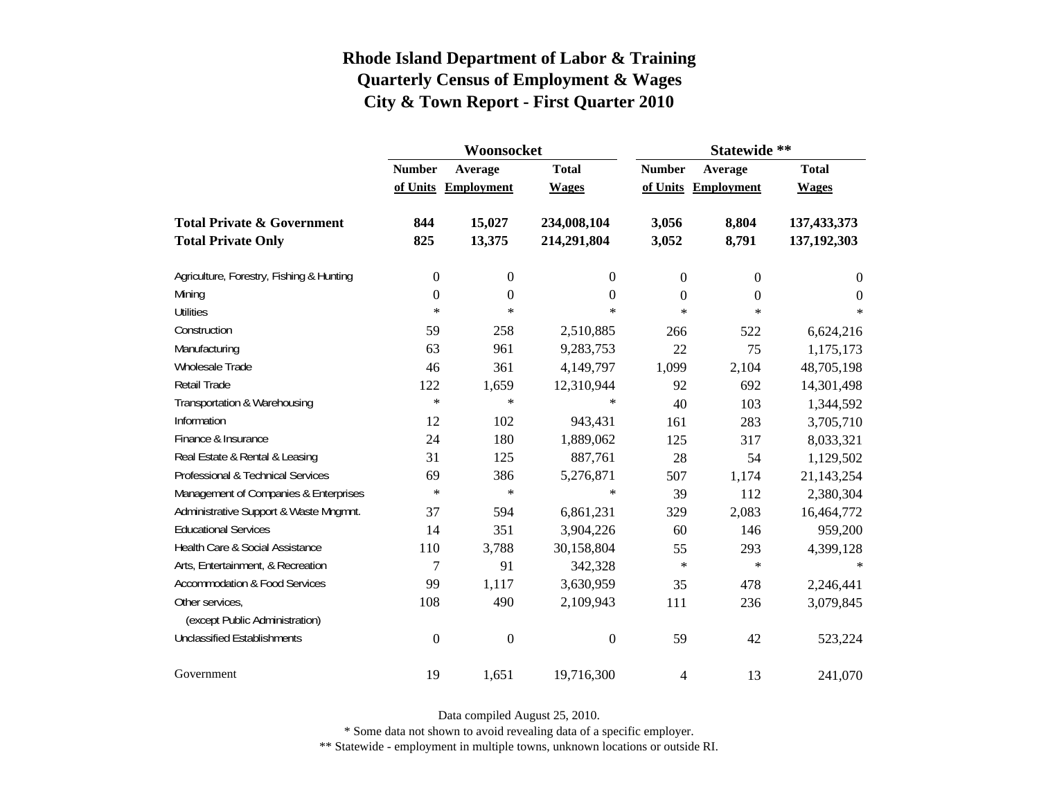# Rhode Island Department of Labor & Training
## Quarterly Census of Employment & Wages
## City & Town Report - First Quarter 2010

| | Woonsocket | | | Statewide ** | | |
|---|---|---|---|---|---|---|
| | Number of Units | Average Employment | Total Wages | Number of Units | Average Employment | Total Wages |
| **Total Private & Government** | **844** | **15,027** | **234,008,104** | **3,056** | **8,804** | **137,433,373** |
| **Total Private Only** | **825** | **13,375** | **214,291,804** | **3,052** | **8,791** | **137,192,303** |
| Agriculture, Forestry, Fishing & Hunting | 0 | 0 | 0 | 0 | 0 | 0 |
| Mining | 0 | 0 | 0 | 0 | 0 | 0 |
| Utilities | * | * | * | * | * | * |
| Construction | 59 | 258 | 2,510,885 | 266 | 522 | 6,624,216 |
| Manufacturing | 63 | 961 | 9,283,753 | 22 | 75 | 1,175,173 |
| Wholesale Trade | 46 | 361 | 4,149,797 | 1,099 | 2,104 | 48,705,198 |
| Retail Trade | 122 | 1,659 | 12,310,944 | 92 | 692 | 14,301,498 |
| Transportation & Warehousing | * | * | * | 40 | 103 | 1,344,592 |
| Information | 12 | 102 | 943,431 | 161 | 283 | 3,705,710 |
| Finance & Insurance | 24 | 180 | 1,889,062 | 125 | 317 | 8,033,321 |
| Real Estate & Rental & Leasing | 31 | 125 | 887,761 | 28 | 54 | 1,129,502 |
| Professional & Technical Services | 69 | 386 | 5,276,871 | 507 | 1,174 | 21,143,254 |
| Management of Companies & Enterprises | * | * | * | 39 | 112 | 2,380,304 |
| Administrative Support & Waste Mngmnt. | 37 | 594 | 6,861,231 | 329 | 2,083 | 16,464,772 |
| Educational Services | 14 | 351 | 3,904,226 | 60 | 146 | 959,200 |
| Health Care & Social Assistance | 110 | 3,788 | 30,158,804 | 55 | 293 | 4,399,128 |
| Arts, Entertainment, & Recreation | 7 | 91 | 342,328 | * | * | * |
| Accommodation & Food Services | 99 | 1,117 | 3,630,959 | 35 | 478 | 2,246,441 |
| Other services, (except Public Administration) | 108 | 490 | 2,109,943 | 111 | 236 | 3,079,845 |
| Unclassified Establishments | 0 | 0 | 0 | 59 | 42 | 523,224 |
| Government | 19 | 1,651 | 19,716,300 | 4 | 13 | 241,070 |

Data compiled August 25, 2010.

* Some data not shown to avoid revealing data of a specific employer.

** Statewide - employment in multiple towns, unknown locations or outside RI.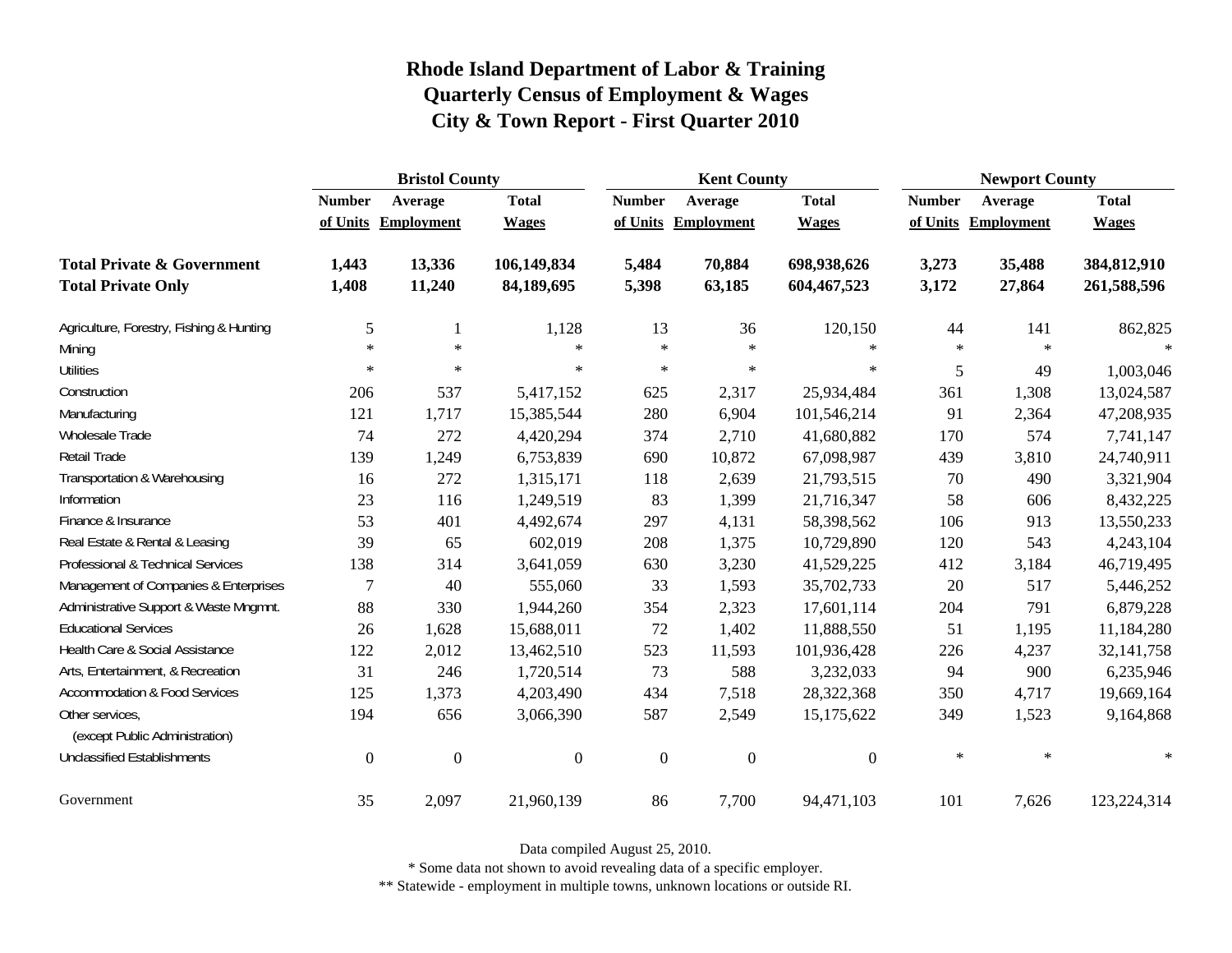# Rhode Island Department of Labor & Training
## Quarterly Census of Employment & Wages
## City & Town Report - First Quarter 2010

| | Bristol County | | | Kent County | | | Newport County | | |
|---|---|---|---|---|---|---|---|---|---|
| | Number of Units | Average Employment | Total Wages | Number of Units | Average Employment | Total Wages | Number of Units | Average Employment | Total Wages |
| **Total Private & Government** | **1,443** | **13,336** | **106,149,834** | **5,484** | **70,884** | **698,938,626** | **3,273** | **35,488** | **384,812,910** |
| **Total Private Only** | **1,408** | **11,240** | **84,189,695** | **5,398** | **63,185** | **604,467,523** | **3,172** | **27,864** | **261,588,596** |
| Agriculture, Forestry, Fishing & Hunting | 5 | 1 | 1,128 | 13 | 36 | 120,150 | 44 | 141 | 862,825 |
| Mining | * | * | * | * | * | * | * | * | * |
| Utilities | * | * | * | * | * | * | 5 | 49 | 1,003,046 |
| Construction | 206 | 537 | 5,417,152 | 625 | 2,317 | 25,934,484 | 361 | 1,308 | 13,024,587 |
| Manufacturing | 121 | 1,717 | 15,385,544 | 280 | 6,904 | 101,546,214 | 91 | 2,364 | 47,208,935 |
| Wholesale Trade | 74 | 272 | 4,420,294 | 374 | 2,710 | 41,680,882 | 170 | 574 | 7,741,147 |
| Retail Trade | 139 | 1,249 | 6,753,839 | 690 | 10,872 | 67,098,987 | 439 | 3,810 | 24,740,911 |
| Transportation & Warehousing | 16 | 272 | 1,315,171 | 118 | 2,639 | 21,793,515 | 70 | 490 | 3,321,904 |
| Information | 23 | 116 | 1,249,519 | 83 | 1,399 | 21,716,347 | 58 | 606 | 8,432,225 |
| Finance & Insurance | 53 | 401 | 4,492,674 | 297 | 4,131 | 58,398,562 | 106 | 913 | 13,550,233 |
| Real Estate & Rental & Leasing | 39 | 65 | 602,019 | 208 | 1,375 | 10,729,890 | 120 | 543 | 4,243,104 |
| Professional & Technical Services | 138 | 314 | 3,641,059 | 630 | 3,230 | 41,529,225 | 412 | 3,184 | 46,719,495 |
| Management of Companies & Enterprises | 7 | 40 | 555,060 | 33 | 1,593 | 35,702,733 | 20 | 517 | 5,446,252 |
| Administrative Support & Waste Mngmnt. | 88 | 330 | 1,944,260 | 354 | 2,323 | 17,601,114 | 204 | 791 | 6,879,228 |
| Educational Services | 26 | 1,628 | 15,688,011 | 72 | 1,402 | 11,888,550 | 51 | 1,195 | 11,184,280 |
| Health Care & Social Assistance | 122 | 2,012 | 13,462,510 | 523 | 11,593 | 101,936,428 | 226 | 4,237 | 32,141,758 |
| Arts, Entertainment, & Recreation | 31 | 246 | 1,720,514 | 73 | 588 | 3,232,033 | 94 | 900 | 6,235,946 |
| Accommodation & Food Services | 125 | 1,373 | 4,203,490 | 434 | 7,518 | 28,322,368 | 350 | 4,717 | 19,669,164 |
| Other services, (except Public Administration) | 194 | 656 | 3,066,390 | 587 | 2,549 | 15,175,622 | 349 | 1,523 | 9,164,868 |
| Unclassified Establishments | 0 | 0 | 0 | 0 | 0 | 0 | * | * | * |
| Government | 35 | 2,097 | 21,960,139 | 86 | 7,700 | 94,471,103 | 101 | 7,626 | 123,224,314 |

Data compiled August 25, 2010.

* Some data not shown to avoid revealing data of a specific employer.

** Statewide - employment in multiple towns, unknown locations or outside RI.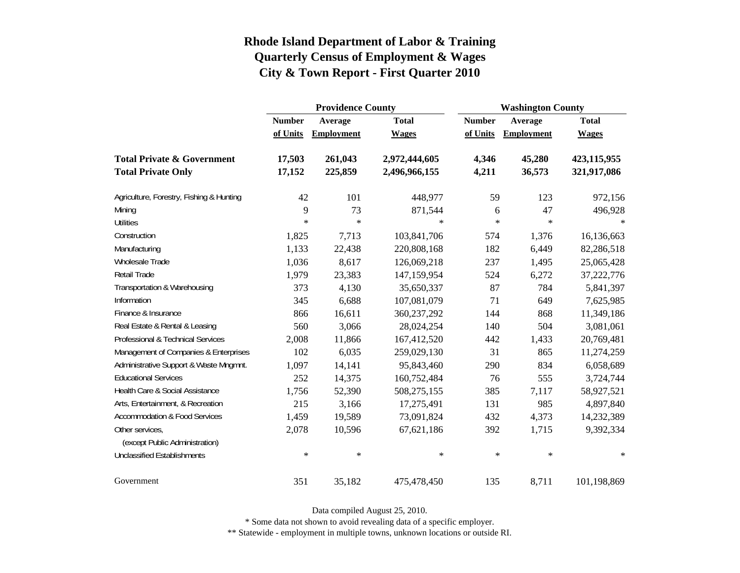# Rhode Island Department of Labor & Training
## Quarterly Census of Employment & Wages
## City & Town Report - First Quarter 2010

| | Providence County | | | Washington County | | |
|---|---|---|---|---|---|---|
| | Number of Units | Average Employment | Total Wages | Number of Units | Average Employment | Total Wages |
| **Total Private & Government** | **17,503** | **261,043** | **2,972,444,605** | **4,346** | **45,280** | **423,115,955** |
| **Total Private Only** | **17,152** | **225,859** | **2,496,966,155** | **4,211** | **36,573** | **321,917,086** |
| Agriculture, Forestry, Fishing & Hunting | 42 | 101 | 448,977 | 59 | 123 | 972,156 |
| Mining | 9 | 73 | 871,544 | 6 | 47 | 496,928 |
| Utilities | * | * | * | * | * | * |
| Construction | 1,825 | 7,713 | 103,841,706 | 574 | 1,376 | 16,136,663 |
| Manufacturing | 1,133 | 22,438 | 220,808,168 | 182 | 6,449 | 82,286,518 |
| Wholesale Trade | 1,036 | 8,617 | 126,069,218 | 237 | 1,495 | 25,065,428 |
| Retail Trade | 1,979 | 23,383 | 147,159,954 | 524 | 6,272 | 37,222,776 |
| Transportation & Warehousing | 373 | 4,130 | 35,650,337 | 87 | 784 | 5,841,397 |
| Information | 345 | 6,688 | 107,081,079 | 71 | 649 | 7,625,985 |
| Finance & Insurance | 866 | 16,611 | 360,237,292 | 144 | 868 | 11,349,186 |
| Real Estate & Rental & Leasing | 560 | 3,066 | 28,024,254 | 140 | 504 | 3,081,061 |
| Professional & Technical Services | 2,008 | 11,866 | 167,412,520 | 442 | 1,433 | 20,769,481 |
| Management of Companies & Enterprises | 102 | 6,035 | 259,029,130 | 31 | 865 | 11,274,259 |
| Administrative Support & Waste Mngmnt. | 1,097 | 14,141 | 95,843,460 | 290 | 834 | 6,058,689 |
| Educational Services | 252 | 14,375 | 160,752,484 | 76 | 555 | 3,724,744 |
| Health Care & Social Assistance | 1,756 | 52,390 | 508,275,155 | 385 | 7,117 | 58,927,521 |
| Arts, Entertainment, & Recreation | 215 | 3,166 | 17,275,491 | 131 | 985 | 4,897,840 |
| Accommodation & Food Services | 1,459 | 19,589 | 73,091,824 | 432 | 4,373 | 14,232,389 |
| Other services, (except Public Administration) | 2,078 | 10,596 | 67,621,186 | 392 | 1,715 | 9,392,334 |
| Unclassified Establishments | * | * | * | * | * | * |
| Government | 351 | 35,182 | 475,478,450 | 135 | 8,711 | 101,198,869 |

Data compiled August 25, 2010.

* Some data not shown to avoid revealing data of a specific employer.

** Statewide - employment in multiple towns, unknown locations or outside RI.